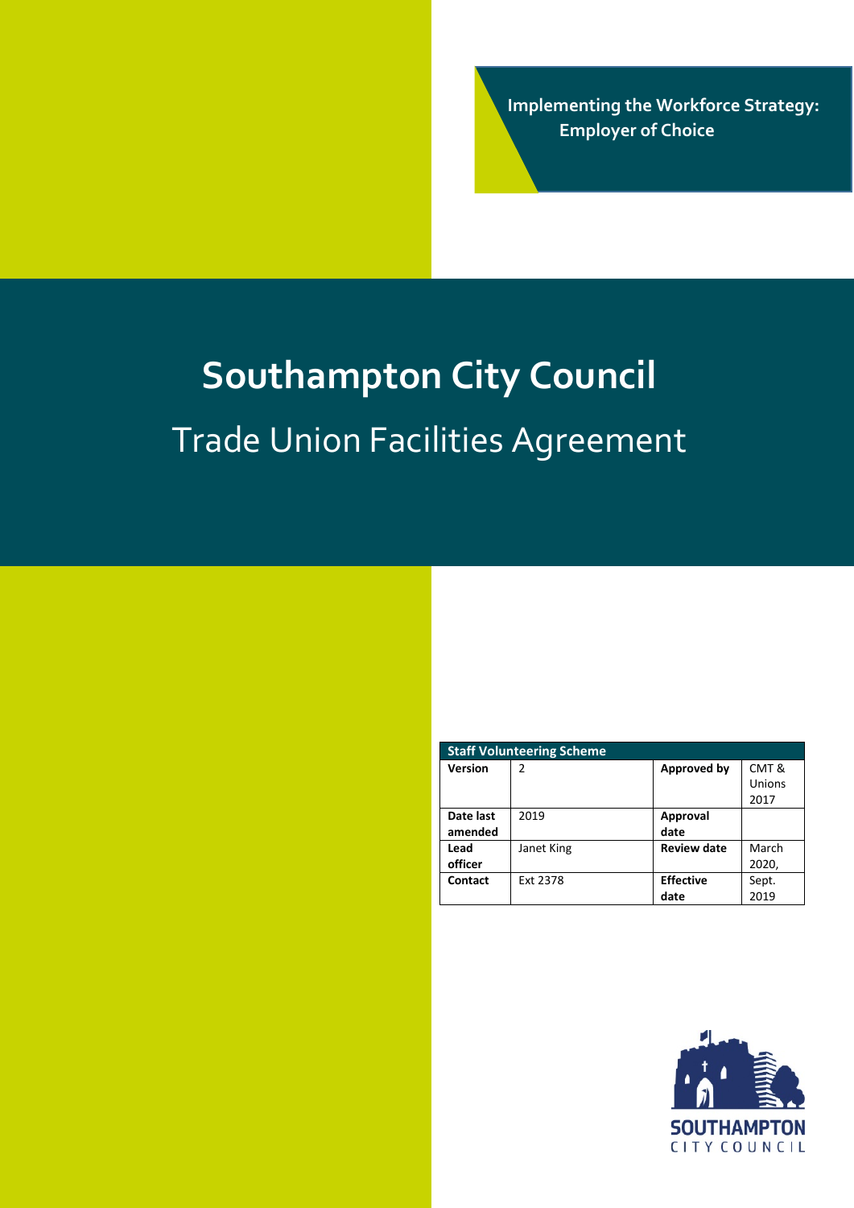**Implementing the Workforce Strategy: Employer of Choice**

# Southampton City Council

## Trade Union Facilities Agreement

| Staff Volunteering Scheme | | | |
|---|---|---|---|
| **Version** | 2 | **Approved by** | CMT & Unions 2017 |
| **Date last amended** | 2019 | **Approval date** | |
| **Lead officer** | Janet King | **Review date** | March 2020, |
| **Contact** | Ext 2378 | **Effective date** | Sept. 2019 |

SOUTHAMPTON CITY COUNCIL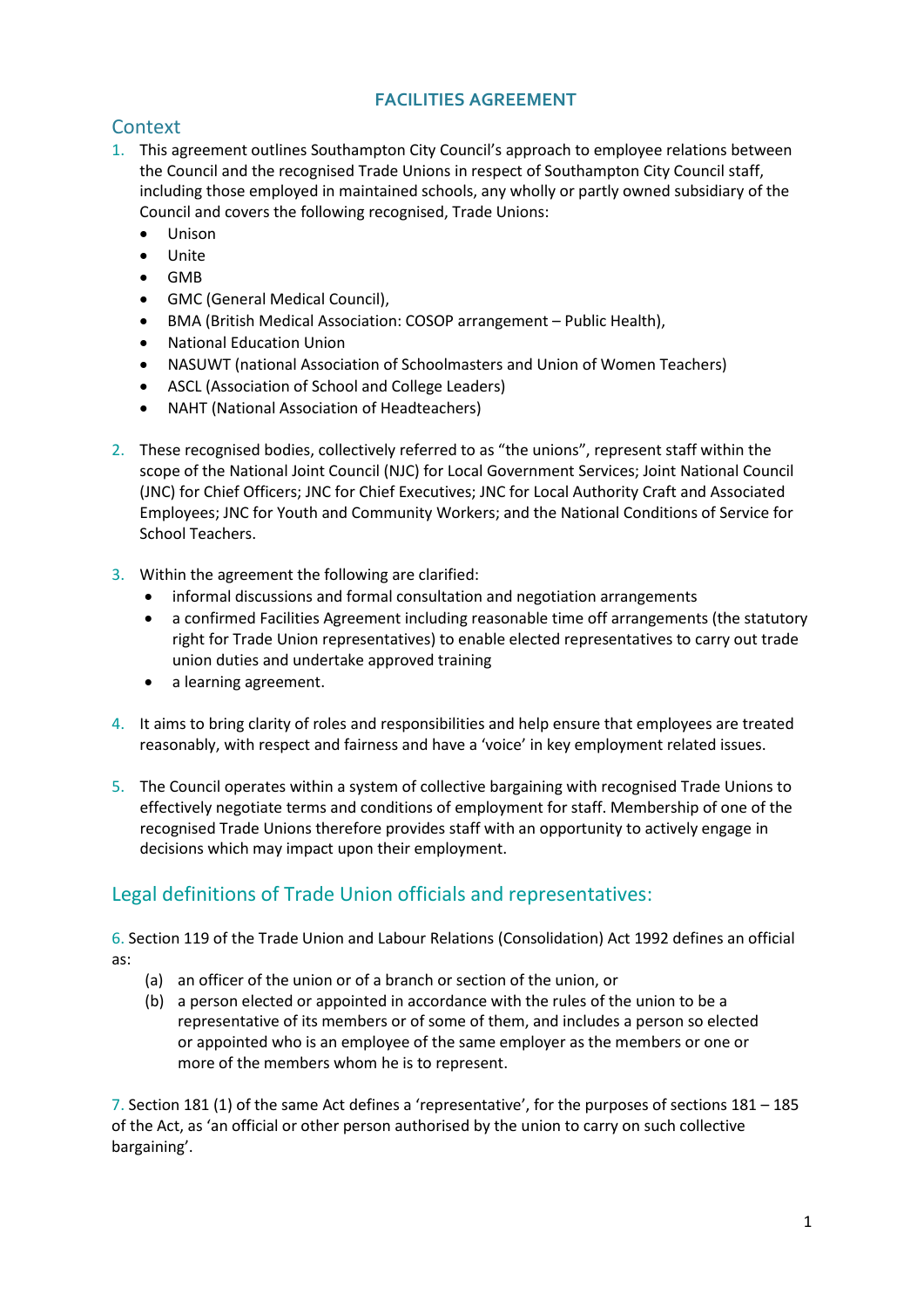# FACILITIES AGREEMENT

## Context

1. This agreement outlines Southampton City Council's approach to employee relations between the Council and the recognised Trade Unions in respect of Southampton City Council staff, including those employed in maintained schools, any wholly or partly owned subsidiary of the Council and covers the following recognised, Trade Unions:
   - Unison
   - Unite
   - GMB
   - GMC (General Medical Council),
   - BMA (British Medical Association: COSOP arrangement – Public Health),
   - National Education Union
   - NASUWT (national Association of Schoolmasters and Union of Women Teachers)
   - ASCL (Association of School and College Leaders)
   - NAHT (National Association of Headteachers)

2. These recognised bodies, collectively referred to as "the unions", represent staff within the scope of the National Joint Council (NJC) for Local Government Services; Joint National Council (JNC) for Chief Officers; JNC for Chief Executives; JNC for Local Authority Craft and Associated Employees; JNC for Youth and Community Workers; and the National Conditions of Service for School Teachers.

3. Within the agreement the following are clarified:
   - informal discussions and formal consultation and negotiation arrangements
   - a confirmed Facilities Agreement including reasonable time off arrangements (the statutory right for Trade Union representatives) to enable elected representatives to carry out trade union duties and undertake approved training
   - a learning agreement.

4. It aims to bring clarity of roles and responsibilities and help ensure that employees are treated reasonably, with respect and fairness and have a 'voice' in key employment related issues.

5. The Council operates within a system of collective bargaining with recognised Trade Unions to effectively negotiate terms and conditions of employment for staff. Membership of one of the recognised Trade Unions therefore provides staff with an opportunity to actively engage in decisions which may impact upon their employment.

## Legal definitions of Trade Union officials and representatives:

6. Section 119 of the Trade Union and Labour Relations (Consolidation) Act 1992 defines an official as:

   (a) an officer of the union or of a branch or section of the union, or
   (b) a person elected or appointed in accordance with the rules of the union to be a representative of its members or of some of them, and includes a person so elected or appointed who is an employee of the same employer as the members or one or more of the members whom he is to represent.

7. Section 181 (1) of the same Act defines a 'representative', for the purposes of sections 181 – 185 of the Act, as 'an official or other person authorised by the union to carry on such collective bargaining'.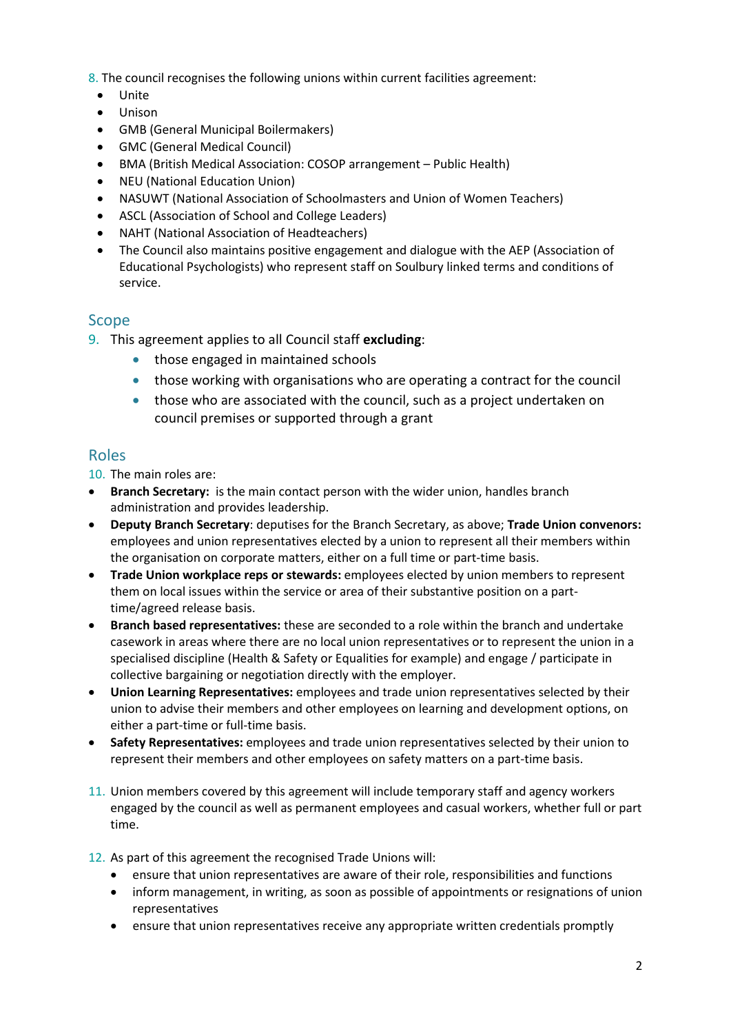8. The council recognises the following unions within current facilities agreement:

- Unite
- Unison
- GMB (General Municipal Boilermakers)
- GMC (General Medical Council)
- BMA (British Medical Association: COSOP arrangement – Public Health)
- NEU (National Education Union)
- NASUWT (National Association of Schoolmasters and Union of Women Teachers)
- ASCL (Association of School and College Leaders)
- NAHT (National Association of Headteachers)
- The Council also maintains positive engagement and dialogue with the AEP (Association of Educational Psychologists) who represent staff on Soulbury linked terms and conditions of service.

## Scope

9. This agreement applies to all Council staff **excluding**:
    - those engaged in maintained schools
    - those working with organisations who are operating a contract for the council
    - those who are associated with the council, such as a project undertaken on council premises or supported through a grant

## Roles

10. The main roles are:

- **Branch Secretary:** is the main contact person with the wider union, handles branch administration and provides leadership.
- **Deputy Branch Secretary**: deputises for the Branch Secretary, as above; **Trade Union convenors:** employees and union representatives elected by a union to represent all their members within the organisation on corporate matters, either on a full time or part-time basis.
- **Trade Union workplace reps or stewards:** employees elected by union members to represent them on local issues within the service or area of their substantive position on a part-time/agreed release basis.
- **Branch based representatives:** these are seconded to a role within the branch and undertake casework in areas where there are no local union representatives or to represent the union in a specialised discipline (Health & Safety or Equalities for example) and engage / participate in collective bargaining or negotiation directly with the employer.
- **Union Learning Representatives:** employees and trade union representatives selected by their union to advise their members and other employees on learning and development options, on either a part-time or full-time basis.
- **Safety Representatives:** employees and trade union representatives selected by their union to represent their members and other employees on safety matters on a part-time basis.

11. Union members covered by this agreement will include temporary staff and agency workers engaged by the council as well as permanent employees and casual workers, whether full or part time.

12. As part of this agreement the recognised Trade Unions will:
    - ensure that union representatives are aware of their role, responsibilities and functions
    - inform management, in writing, as soon as possible of appointments or resignations of union representatives
    - ensure that union representatives receive any appropriate written credentials promptly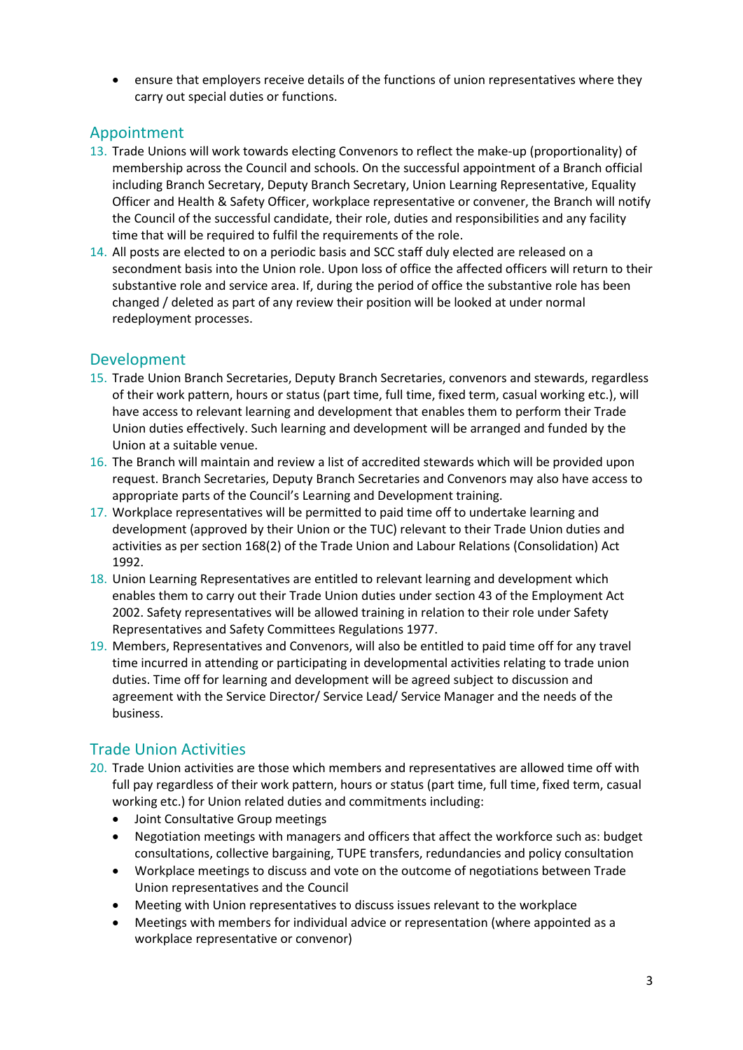- ensure that employers receive details of the functions of union representatives where they carry out special duties or functions.

## Appointment

13. Trade Unions will work towards electing Convenors to reflect the make-up (proportionality) of membership across the Council and schools. On the successful appointment of a Branch official including Branch Secretary, Deputy Branch Secretary, Union Learning Representative, Equality Officer and Health & Safety Officer, workplace representative or convener, the Branch will notify the Council of the successful candidate, their role, duties and responsibilities and any facility time that will be required to fulfil the requirements of the role.
14. All posts are elected to on a periodic basis and SCC staff duly elected are released on a secondment basis into the Union role. Upon loss of office the affected officers will return to their substantive role and service area. If, during the period of office the substantive role has been changed / deleted as part of any review their position will be looked at under normal redeployment processes.

## Development

15. Trade Union Branch Secretaries, Deputy Branch Secretaries, convenors and stewards, regardless of their work pattern, hours or status (part time, full time, fixed term, casual working etc.), will have access to relevant learning and development that enables them to perform their Trade Union duties effectively. Such learning and development will be arranged and funded by the Union at a suitable venue.
16. The Branch will maintain and review a list of accredited stewards which will be provided upon request. Branch Secretaries, Deputy Branch Secretaries and Convenors may also have access to appropriate parts of the Council's Learning and Development training.
17. Workplace representatives will be permitted to paid time off to undertake learning and development (approved by their Union or the TUC) relevant to their Trade Union duties and activities as per section 168(2) of the Trade Union and Labour Relations (Consolidation) Act 1992.
18. Union Learning Representatives are entitled to relevant learning and development which enables them to carry out their Trade Union duties under section 43 of the Employment Act 2002. Safety representatives will be allowed training in relation to their role under Safety Representatives and Safety Committees Regulations 1977.
19. Members, Representatives and Convenors, will also be entitled to paid time off for any travel time incurred in attending or participating in developmental activities relating to trade union duties. Time off for learning and development will be agreed subject to discussion and agreement with the Service Director/ Service Lead/ Service Manager and the needs of the business.

## Trade Union Activities

20. Trade Union activities are those which members and representatives are allowed time off with full pay regardless of their work pattern, hours or status (part time, full time, fixed term, casual working etc.) for Union related duties and commitments including:
    - Joint Consultative Group meetings
    - Negotiation meetings with managers and officers that affect the workforce such as: budget consultations, collective bargaining, TUPE transfers, redundancies and policy consultation
    - Workplace meetings to discuss and vote on the outcome of negotiations between Trade Union representatives and the Council
    - Meeting with Union representatives to discuss issues relevant to the workplace
    - Meetings with members for individual advice or representation (where appointed as a workplace representative or convenor)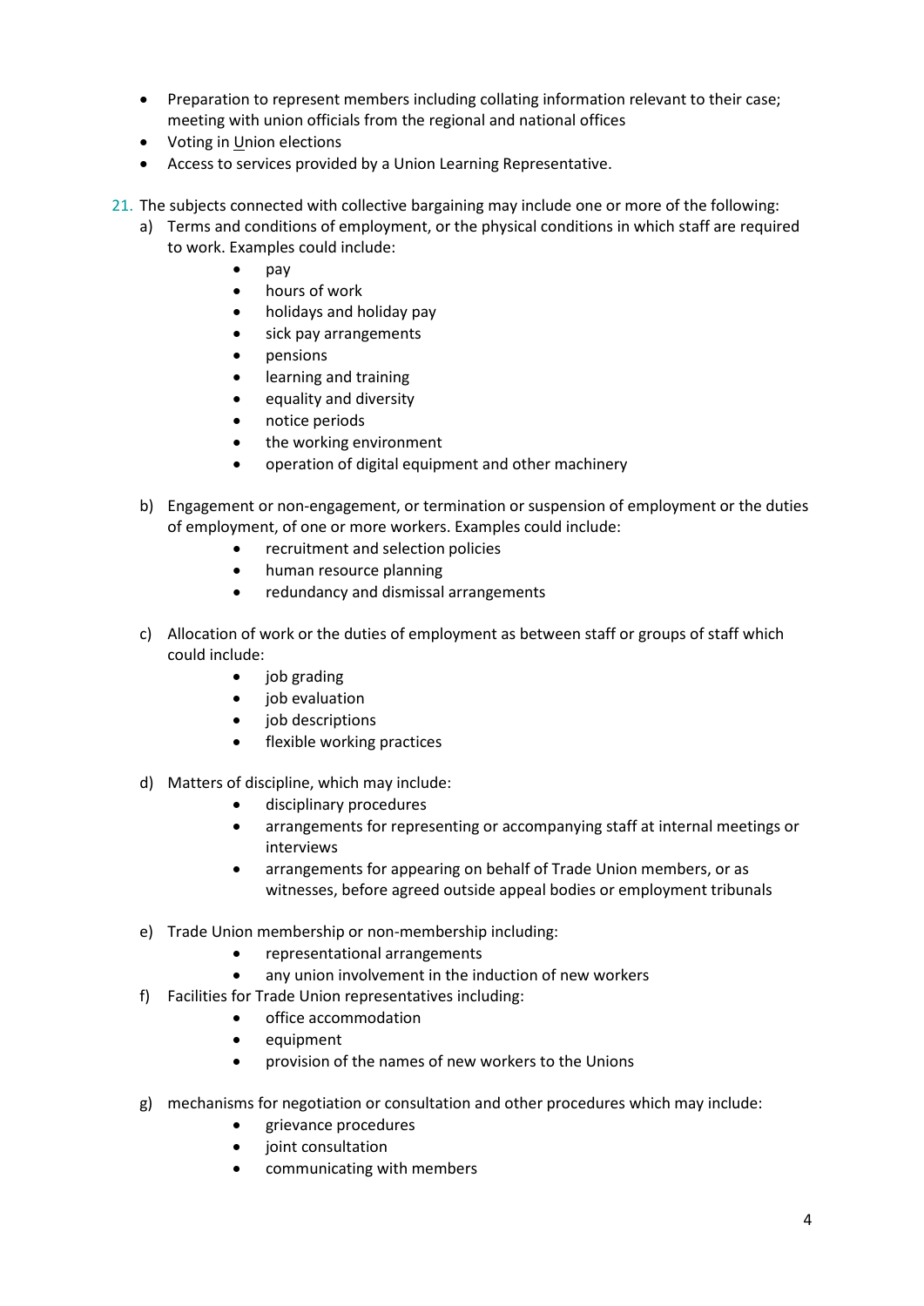- Preparation to represent members including collating information relevant to their case; meeting with union officials from the regional and national offices
- Voting in Union elections
- Access to services provided by a Union Learning Representative.

21. The subjects connected with collective bargaining may include one or more of the following:
    a) Terms and conditions of employment, or the physical conditions in which staff are required to work. Examples could include:
        - pay
        - hours of work
        - holidays and holiday pay
        - sick pay arrangements
        - pensions
        - learning and training
        - equality and diversity
        - notice periods
        - the working environment
        - operation of digital equipment and other machinery

    b) Engagement or non-engagement, or termination or suspension of employment or the duties of employment, of one or more workers. Examples could include:
        - recruitment and selection policies
        - human resource planning
        - redundancy and dismissal arrangements

    c) Allocation of work or the duties of employment as between staff or groups of staff which could include:
        - job grading
        - job evaluation
        - job descriptions
        - flexible working practices

    d) Matters of discipline, which may include:
        - disciplinary procedures
        - arrangements for representing or accompanying staff at internal meetings or interviews
        - arrangements for appearing on behalf of Trade Union members, or as witnesses, before agreed outside appeal bodies or employment tribunals

    e) Trade Union membership or non-membership including:
        - representational arrangements
        - any union involvement in the induction of new workers

    f) Facilities for Trade Union representatives including:
        - office accommodation
        - equipment
        - provision of the names of new workers to the Unions

    g) mechanisms for negotiation or consultation and other procedures which may include:
        - grievance procedures
        - joint consultation
        - communicating with members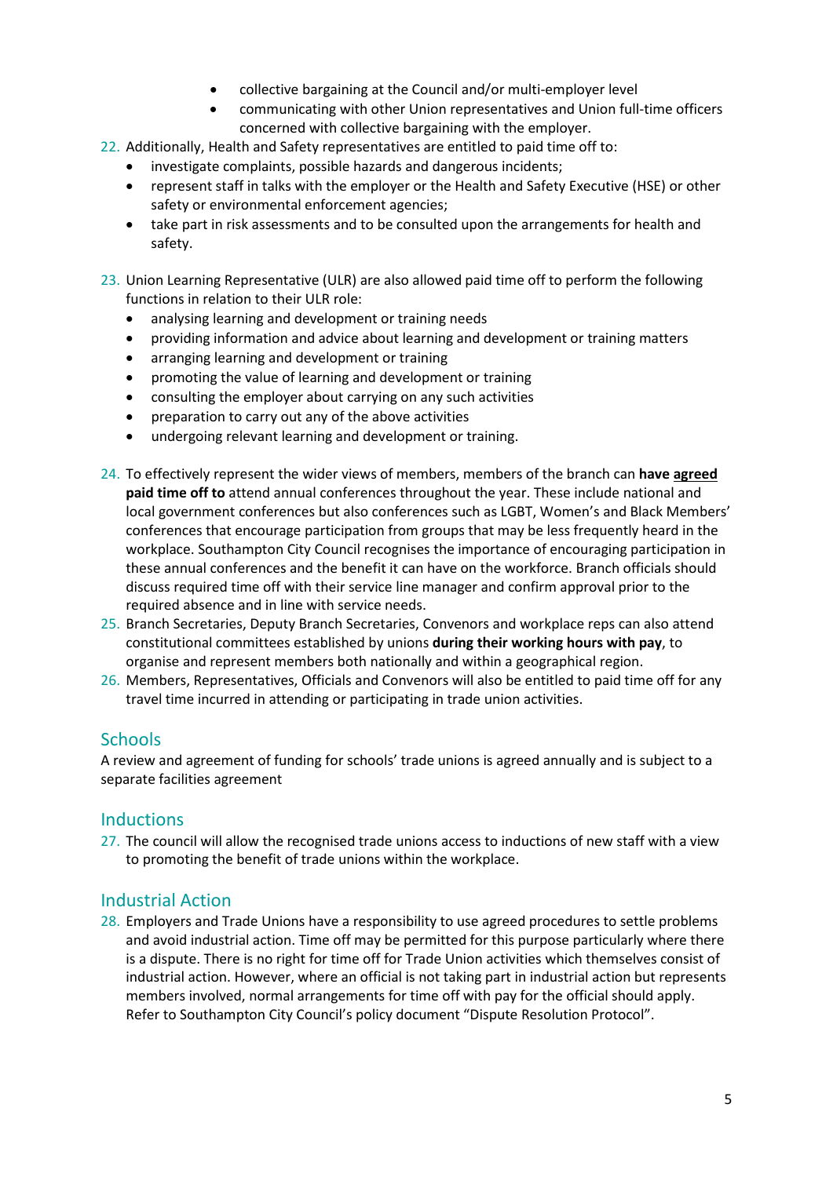- collective bargaining at the Council and/or multi-employer level
- communicating with other Union representatives and Union full-time officers concerned with collective bargaining with the employer.

22. Additionally, Health and Safety representatives are entitled to paid time off to:
    - investigate complaints, possible hazards and dangerous incidents;
    - represent staff in talks with the employer or the Health and Safety Executive (HSE) or other safety or environmental enforcement agencies;
    - take part in risk assessments and to be consulted upon the arrangements for health and safety.

23. Union Learning Representative (ULR) are also allowed paid time off to perform the following functions in relation to their ULR role:
    - analysing learning and development or training needs
    - providing information and advice about learning and development or training matters
    - arranging learning and development or training
    - promoting the value of learning and development or training
    - consulting the employer about carrying on any such activities
    - preparation to carry out any of the above activities
    - undergoing relevant learning and development or training.

24. To effectively represent the wider views of members, members of the branch can **have <u>agreed</u> paid time off to** attend annual conferences throughout the year. These include national and local government conferences but also conferences such as LGBT, Women's and Black Members' conferences that encourage participation from groups that may be less frequently heard in the workplace. Southampton City Council recognises the importance of encouraging participation in these annual conferences and the benefit it can have on the workforce. Branch officials should discuss required time off with their service line manager and confirm approval prior to the required absence and in line with service needs.
25. Branch Secretaries, Deputy Branch Secretaries, Convenors and workplace reps can also attend constitutional committees established by unions **during their working hours with pay**, to organise and represent members both nationally and within a geographical region.
26. Members, Representatives, Officials and Convenors will also be entitled to paid time off for any travel time incurred in attending or participating in trade union activities.

## Schools

A review and agreement of funding for schools' trade unions is agreed annually and is subject to a separate facilities agreement

## Inductions

27. The council will allow the recognised trade unions access to inductions of new staff with a view to promoting the benefit of trade unions within the workplace.

## Industrial Action

28. Employers and Trade Unions have a responsibility to use agreed procedures to settle problems and avoid industrial action. Time off may be permitted for this purpose particularly where there is a dispute. There is no right for time off for Trade Union activities which themselves consist of industrial action. However, where an official is not taking part in industrial action but represents members involved, normal arrangements for time off with pay for the official should apply. Refer to Southampton City Council's policy document "Dispute Resolution Protocol".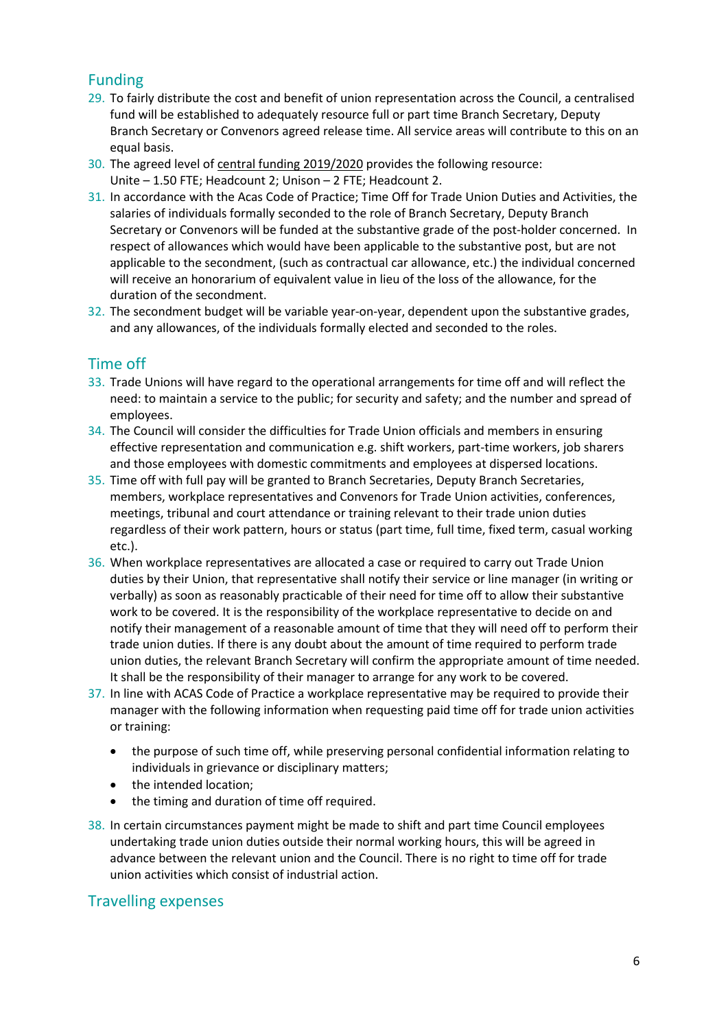## Funding

29. To fairly distribute the cost and benefit of union representation across the Council, a centralised fund will be established to adequately resource full or part time Branch Secretary, Deputy Branch Secretary or Convenors agreed release time. All service areas will contribute to this on an equal basis.
30. The agreed level of central funding 2019/2020 provides the following resource: Unite – 1.50 FTE; Headcount 2; Unison – 2 FTE; Headcount 2.
31. In accordance with the Acas Code of Practice; Time Off for Trade Union Duties and Activities, the salaries of individuals formally seconded to the role of Branch Secretary, Deputy Branch Secretary or Convenors will be funded at the substantive grade of the post-holder concerned. In respect of allowances which would have been applicable to the substantive post, but are not applicable to the secondment, (such as contractual car allowance, etc.) the individual concerned will receive an honorarium of equivalent value in lieu of the loss of the allowance, for the duration of the secondment.
32. The secondment budget will be variable year-on-year, dependent upon the substantive grades, and any allowances, of the individuals formally elected and seconded to the roles.

## Time off

33. Trade Unions will have regard to the operational arrangements for time off and will reflect the need: to maintain a service to the public; for security and safety; and the number and spread of employees.
34. The Council will consider the difficulties for Trade Union officials and members in ensuring effective representation and communication e.g. shift workers, part-time workers, job sharers and those employees with domestic commitments and employees at dispersed locations.
35. Time off with full pay will be granted to Branch Secretaries, Deputy Branch Secretaries, members, workplace representatives and Convenors for Trade Union activities, conferences, meetings, tribunal and court attendance or training relevant to their trade union duties regardless of their work pattern, hours or status (part time, full time, fixed term, casual working etc.).
36. When workplace representatives are allocated a case or required to carry out Trade Union duties by their Union, that representative shall notify their service or line manager (in writing or verbally) as soon as reasonably practicable of their need for time off to allow their substantive work to be covered. It is the responsibility of the workplace representative to decide on and notify their management of a reasonable amount of time that they will need off to perform their trade union duties. If there is any doubt about the amount of time required to perform trade union duties, the relevant Branch Secretary will confirm the appropriate amount of time needed. It shall be the responsibility of their manager to arrange for any work to be covered.
37. In line with ACAS Code of Practice a workplace representative may be required to provide their manager with the following information when requesting paid time off for trade union activities or training:
    - the purpose of such time off, while preserving personal confidential information relating to individuals in grievance or disciplinary matters;
    - the intended location;
    - the timing and duration of time off required.
38. In certain circumstances payment might be made to shift and part time Council employees undertaking trade union duties outside their normal working hours, this will be agreed in advance between the relevant union and the Council. There is no right to time off for trade union activities which consist of industrial action.

## Travelling expenses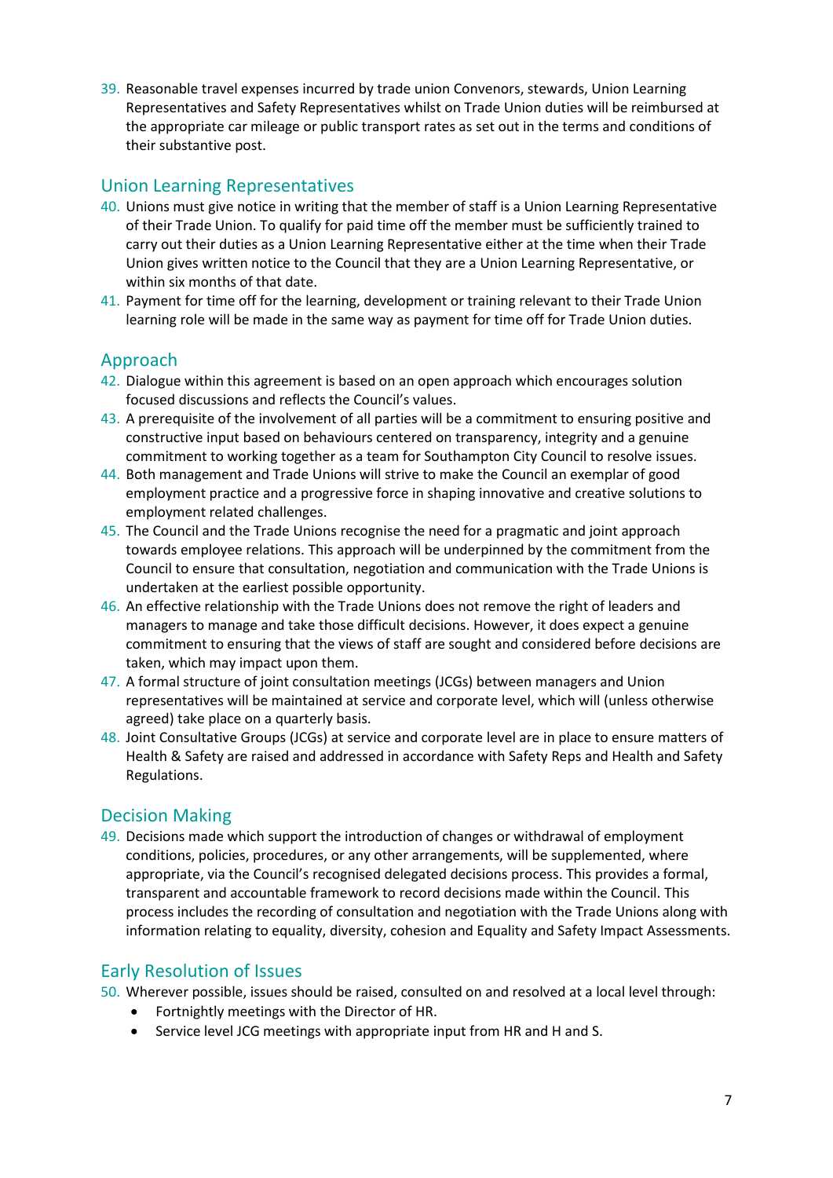39. Reasonable travel expenses incurred by trade union Convenors, stewards, Union Learning Representatives and Safety Representatives whilst on Trade Union duties will be reimbursed at the appropriate car mileage or public transport rates as set out in the terms and conditions of their substantive post.

## Union Learning Representatives

40. Unions must give notice in writing that the member of staff is a Union Learning Representative of their Trade Union. To qualify for paid time off the member must be sufficiently trained to carry out their duties as a Union Learning Representative either at the time when their Trade Union gives written notice to the Council that they are a Union Learning Representative, or within six months of that date.
41. Payment for time off for the learning, development or training relevant to their Trade Union learning role will be made in the same way as payment for time off for Trade Union duties.

## Approach

42. Dialogue within this agreement is based on an open approach which encourages solution focused discussions and reflects the Council's values.
43. A prerequisite of the involvement of all parties will be a commitment to ensuring positive and constructive input based on behaviours centered on transparency, integrity and a genuine commitment to working together as a team for Southampton City Council to resolve issues.
44. Both management and Trade Unions will strive to make the Council an exemplar of good employment practice and a progressive force in shaping innovative and creative solutions to employment related challenges.
45. The Council and the Trade Unions recognise the need for a pragmatic and joint approach towards employee relations. This approach will be underpinned by the commitment from the Council to ensure that consultation, negotiation and communication with the Trade Unions is undertaken at the earliest possible opportunity.
46. An effective relationship with the Trade Unions does not remove the right of leaders and managers to manage and take those difficult decisions. However, it does expect a genuine commitment to ensuring that the views of staff are sought and considered before decisions are taken, which may impact upon them.
47. A formal structure of joint consultation meetings (JCGs) between managers and Union representatives will be maintained at service and corporate level, which will (unless otherwise agreed) take place on a quarterly basis.
48. Joint Consultative Groups (JCGs) at service and corporate level are in place to ensure matters of Health & Safety are raised and addressed in accordance with Safety Reps and Health and Safety Regulations.

## Decision Making

49. Decisions made which support the introduction of changes or withdrawal of employment conditions, policies, procedures, or any other arrangements, will be supplemented, where appropriate, via the Council's recognised delegated decisions process. This provides a formal, transparent and accountable framework to record decisions made within the Council. This process includes the recording of consultation and negotiation with the Trade Unions along with information relating to equality, diversity, cohesion and Equality and Safety Impact Assessments.

## Early Resolution of Issues

50. Wherever possible, issues should be raised, consulted on and resolved at a local level through:
    - Fortnightly meetings with the Director of HR.
    - Service level JCG meetings with appropriate input from HR and H and S.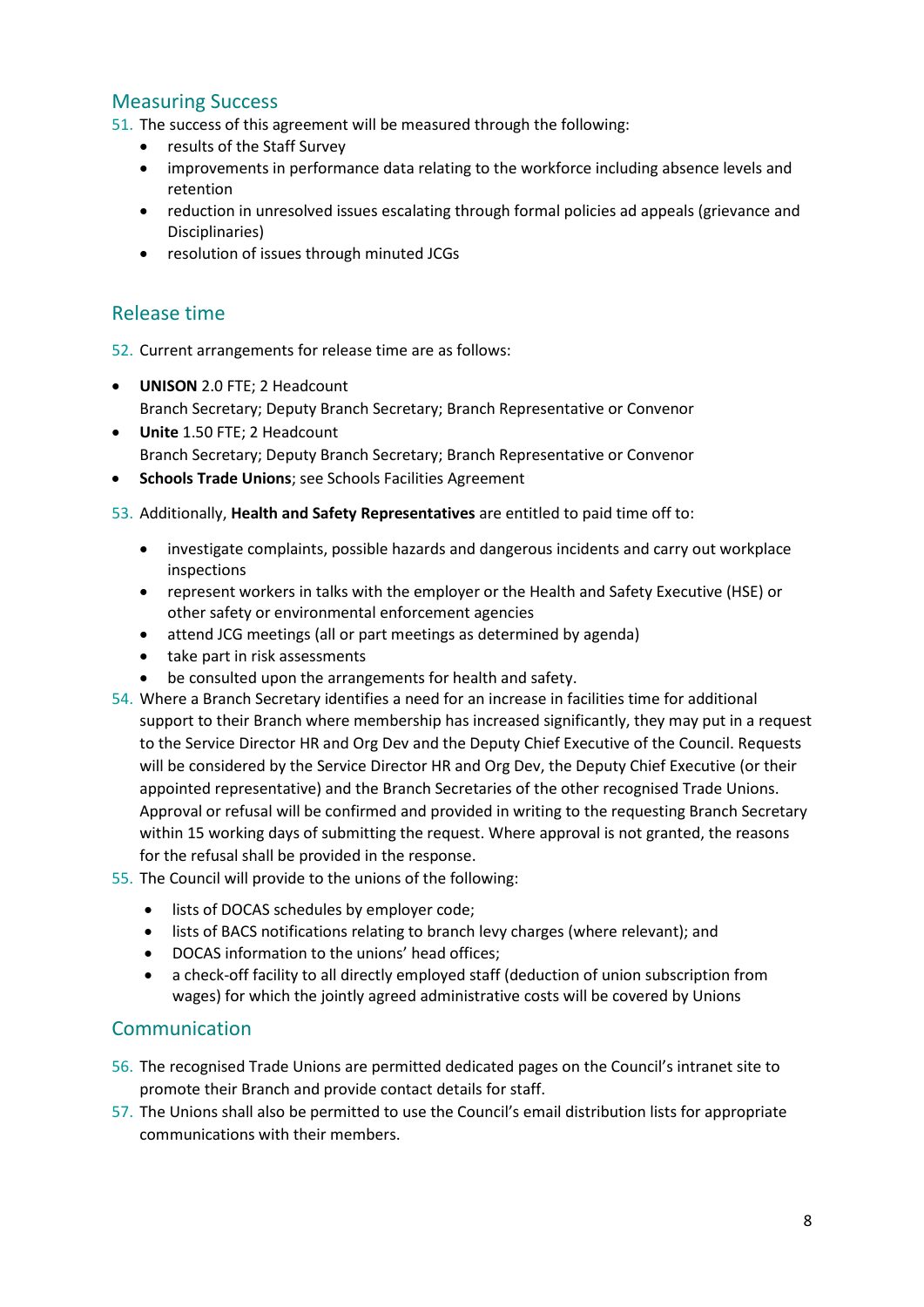## Measuring Success

51. The success of this agreement will be measured through the following:
    - results of the Staff Survey
    - improvements in performance data relating to the workforce including absence levels and retention
    - reduction in unresolved issues escalating through formal policies ad appeals (grievance and Disciplinaries)
    - resolution of issues through minuted JCGs

## Release time

52. Current arrangements for release time are as follows:

- **UNISON** 2.0 FTE; 2 Headcount
  Branch Secretary; Deputy Branch Secretary; Branch Representative or Convenor
- **Unite** 1.50 FTE; 2 Headcount
  Branch Secretary; Deputy Branch Secretary; Branch Representative or Convenor
- **Schools Trade Unions**; see Schools Facilities Agreement

53. Additionally, **Health and Safety Representatives** are entitled to paid time off to:
    - investigate complaints, possible hazards and dangerous incidents and carry out workplace inspections
    - represent workers in talks with the employer or the Health and Safety Executive (HSE) or other safety or environmental enforcement agencies
    - attend JCG meetings (all or part meetings as determined by agenda)
    - take part in risk assessments
    - be consulted upon the arrangements for health and safety.
54. Where a Branch Secretary identifies a need for an increase in facilities time for additional support to their Branch where membership has increased significantly, they may put in a request to the Service Director HR and Org Dev and the Deputy Chief Executive of the Council. Requests will be considered by the Service Director HR and Org Dev, the Deputy Chief Executive (or their appointed representative) and the Branch Secretaries of the other recognised Trade Unions. Approval or refusal will be confirmed and provided in writing to the requesting Branch Secretary within 15 working days of submitting the request. Where approval is not granted, the reasons for the refusal shall be provided in the response.
55. The Council will provide to the unions of the following:
    - lists of DOCAS schedules by employer code;
    - lists of BACS notifications relating to branch levy charges (where relevant); and
    - DOCAS information to the unions' head offices;
    - a check-off facility to all directly employed staff (deduction of union subscription from wages) for which the jointly agreed administrative costs will be covered by Unions

## Communication

56. The recognised Trade Unions are permitted dedicated pages on the Council's intranet site to promote their Branch and provide contact details for staff.
57. The Unions shall also be permitted to use the Council's email distribution lists for appropriate communications with their members.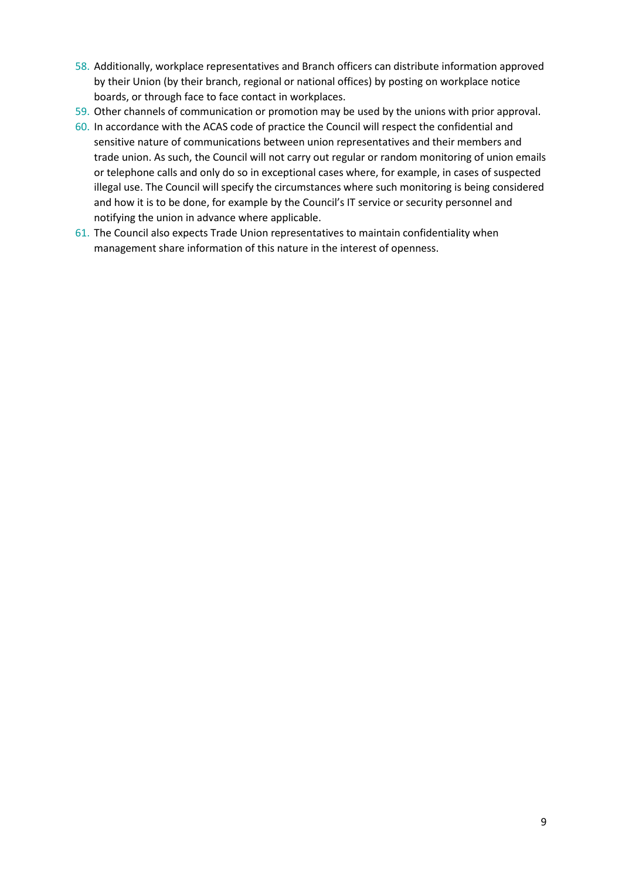58. Additionally, workplace representatives and Branch officers can distribute information approved by their Union (by their branch, regional or national offices) by posting on workplace notice boards, or through face to face contact in workplaces.
59. Other channels of communication or promotion may be used by the unions with prior approval.
60. In accordance with the ACAS code of practice the Council will respect the confidential and sensitive nature of communications between union representatives and their members and trade union. As such, the Council will not carry out regular or random monitoring of union emails or telephone calls and only do so in exceptional cases where, for example, in cases of suspected illegal use. The Council will specify the circumstances where such monitoring is being considered and how it is to be done, for example by the Council's IT service or security personnel and notifying the union in advance where applicable.
61. The Council also expects Trade Union representatives to maintain confidentiality when management share information of this nature in the interest of openness.